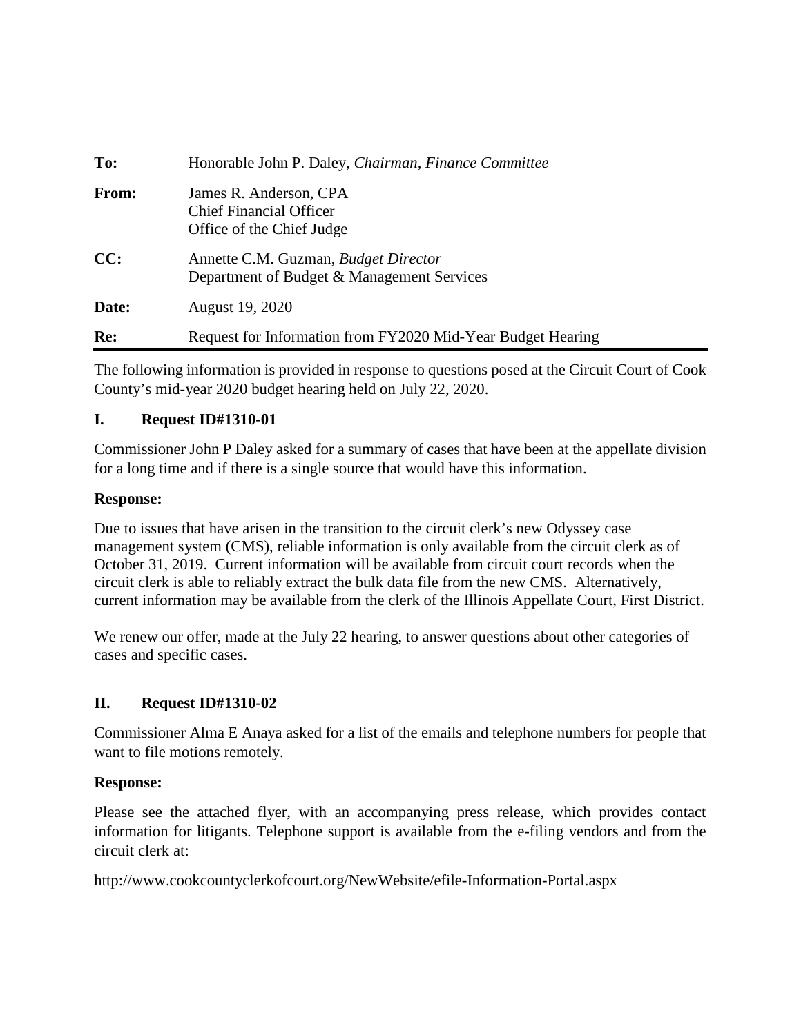| | |
|---|---|
| **To:** | Honorable John P. Daley, *Chairman, Finance Committee* |
| **From:** | James R. Anderson, CPA<br>Chief Financial Officer<br>Office of the Chief Judge |
| **CC:** | Annette C.M. Guzman, *Budget Director*<br>Department of Budget & Management Services |
| **Date:** | August 19, 2020 |
| **Re:** | Request for Information from FY2020 Mid-Year Budget Hearing |

The following information is provided in response to questions posed at the Circuit Court of Cook County's mid-year 2020 budget hearing held on July 22, 2020.

## I. Request ID#1310-01

Commissioner John P Daley asked for a summary of cases that have been at the appellate division for a long time and if there is a single source that would have this information.

**Response:**

Due to issues that have arisen in the transition to the circuit clerk's new Odyssey case management system (CMS), reliable information is only available from the circuit clerk as of October 31, 2019. Current information will be available from circuit court records when the circuit clerk is able to reliably extract the bulk data file from the new CMS. Alternatively, current information may be available from the clerk of the Illinois Appellate Court, First District.

We renew our offer, made at the July 22 hearing, to answer questions about other categories of cases and specific cases.

## II. Request ID#1310-02

Commissioner Alma E Anaya asked for a list of the emails and telephone numbers for people that want to file motions remotely.

**Response:**

Please see the attached flyer, with an accompanying press release, which provides contact information for litigants. Telephone support is available from the e-filing vendors and from the circuit clerk at:

http://www.cookcountyclerkofcourt.org/NewWebsite/efile-Information-Portal.aspx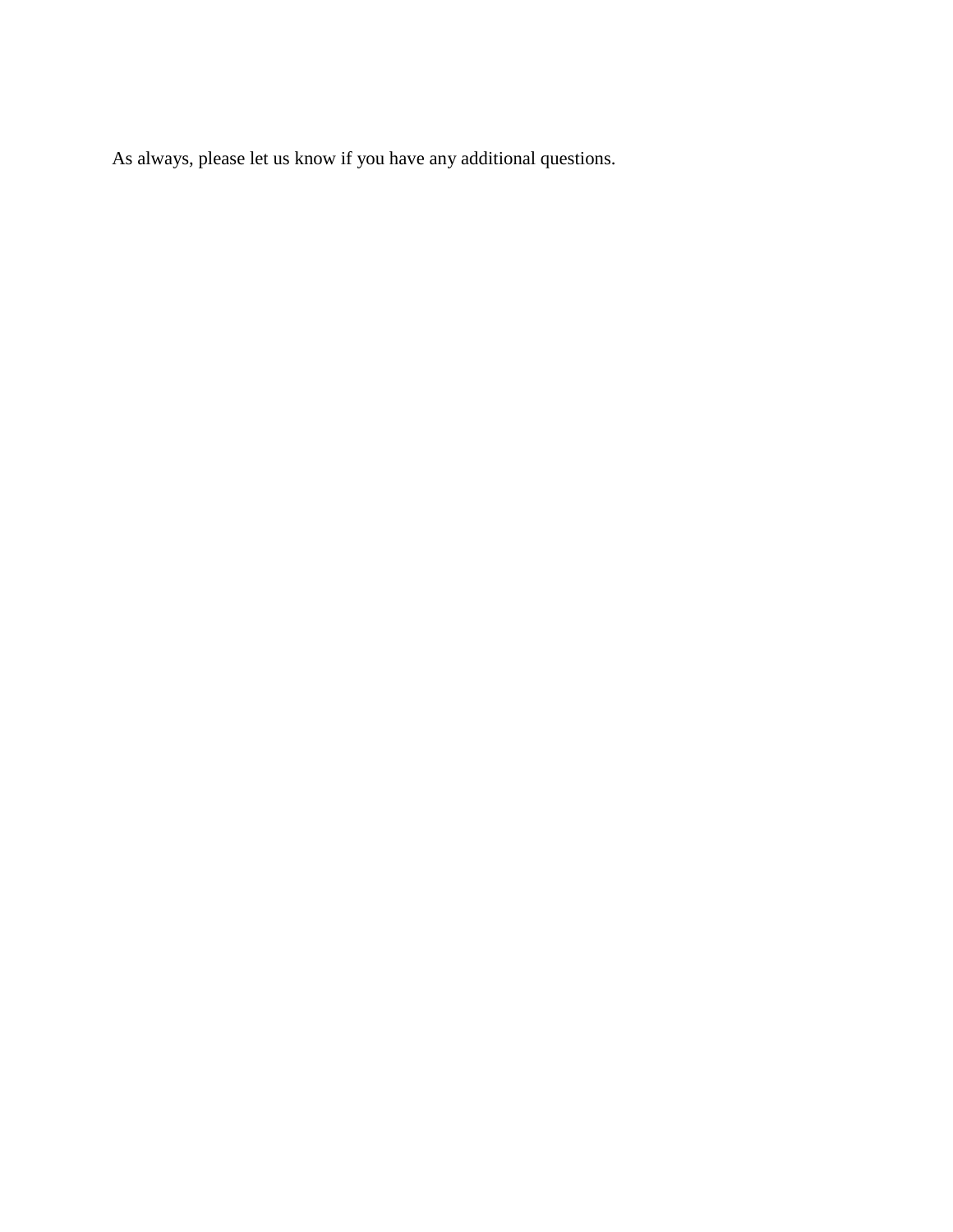As always, please let us know if you have any additional questions.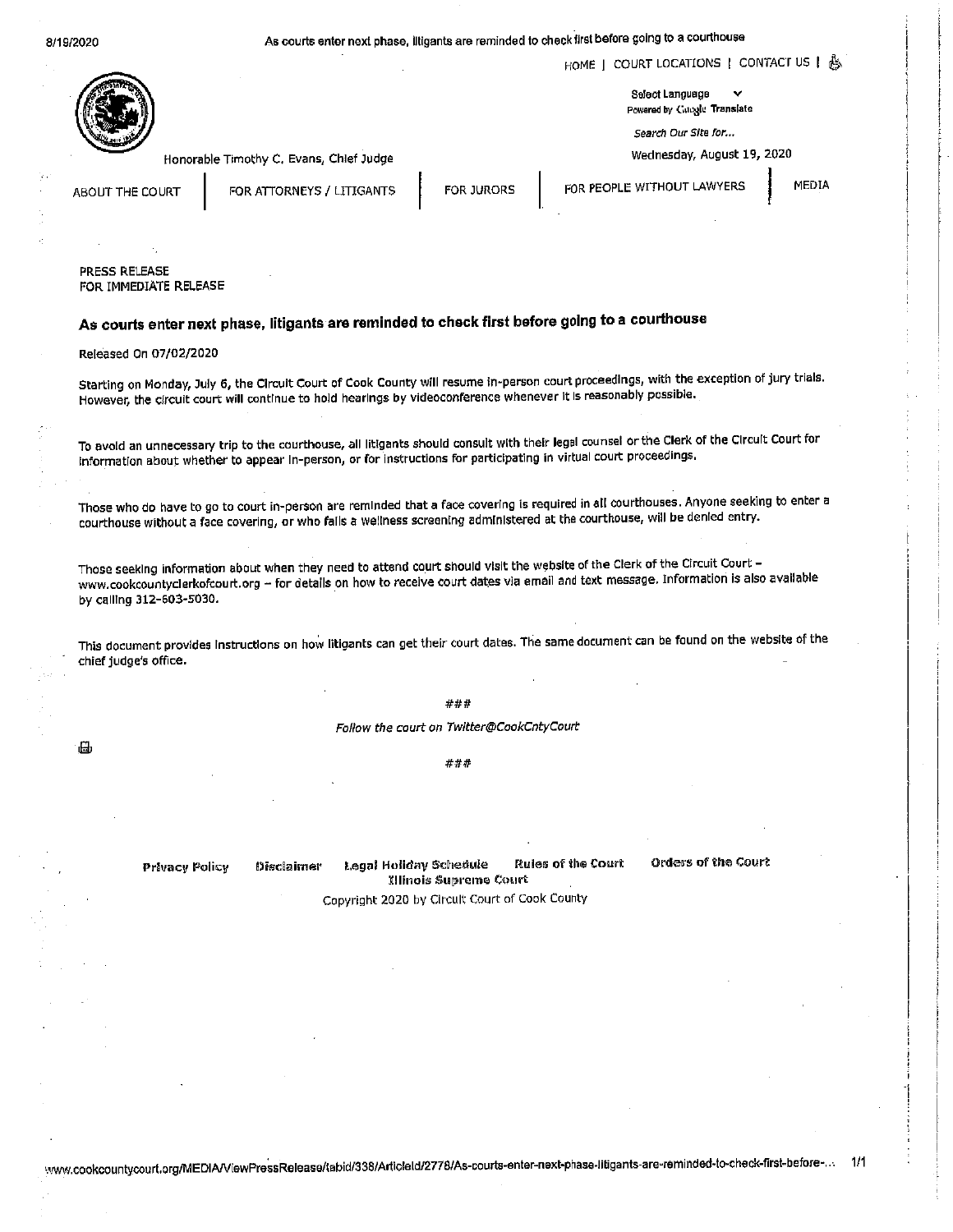Honorable Timothy C. Evans, Chief Judge

Wednesday, August 19, 2020

ABOUT THE COURT | FOR ATTORNEYS / LITIGANTS | FOR JURORS | FOR PEOPLE WITHOUT LAWYERS | MEDIA

PRESS RELEASE
FOR IMMEDIATE RELEASE

## As courts enter next phase, litigants are reminded to check first before going to a courthouse

Released On 07/02/2020

Starting on Monday, July 6, the Circuit Court of Cook County will resume in-person court proceedings, with the exception of jury trials. However, the circuit court will continue to hold hearings by videoconference whenever it is reasonably possible.

To avoid an unnecessary trip to the courthouse, all litigants should consult with their legal counsel or the Clerk of the Circuit Court for information about whether to appear in-person, or for instructions for participating in virtual court proceedings.

Those who do have to go to court in-person are reminded that a face covering is required in all courthouses. Anyone seeking to enter a courthouse without a face covering, or who fails a wellness screening administered at the courthouse, will be denied entry.

Those seeking information about when they need to attend court should visit the website of the Clerk of the Circuit Court – www.cookcountyclerkofcourt.org – for details on how to receive court dates via email and text message. Information is also available by calling 312-603-5030.

This document provides instructions on how litigants can get their court dates. The same document can be found on the website of the chief judge's office.

###

*Follow the court on Twitter@CookCntyCourt*

###

Privacy Policy | Disclaimer | Legal Holiday Schedule | Rules of the Court | Orders of the Court | Illinois Supreme Court

Copyright 2020 by Circuit Court of Cook County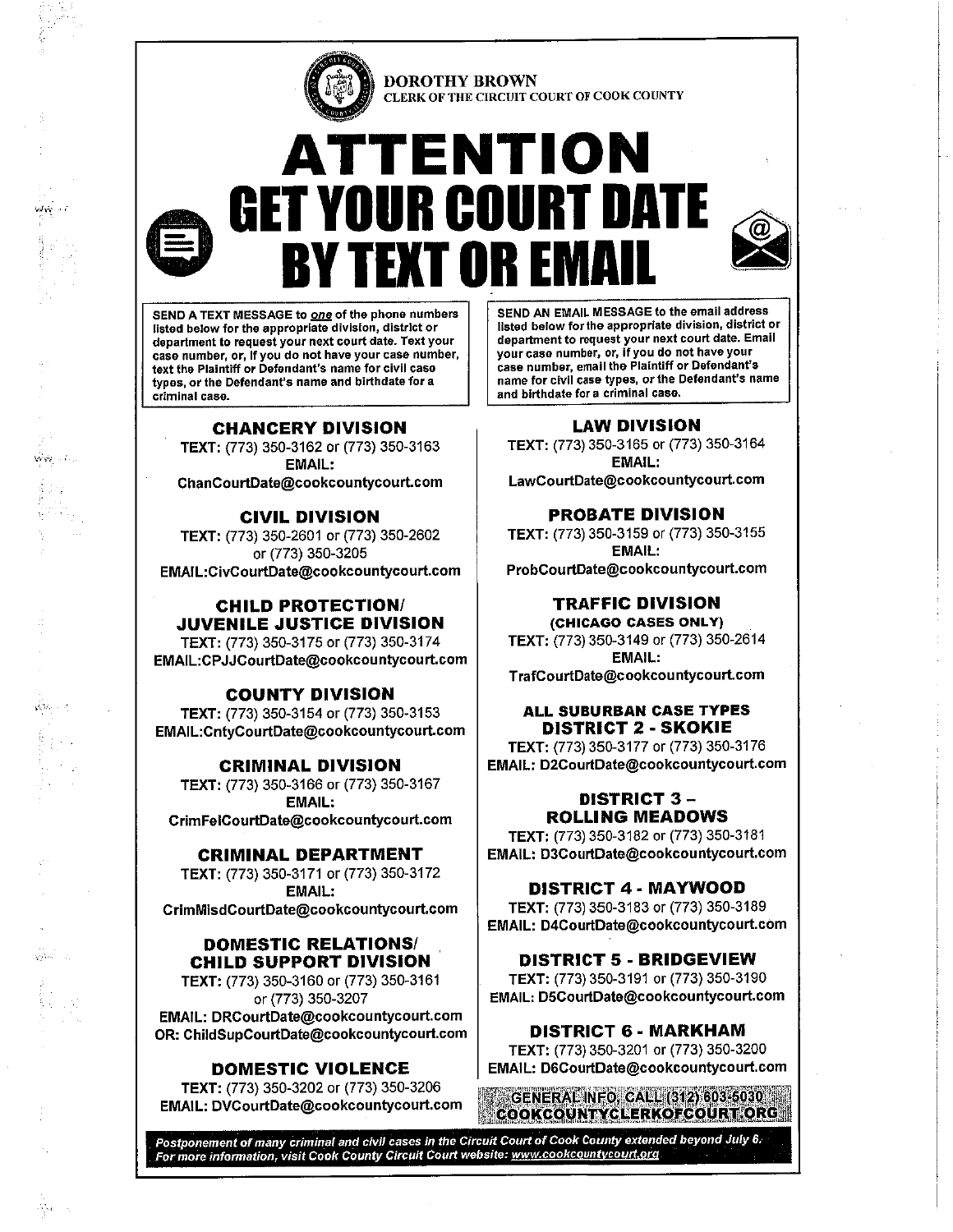**DOROTHY BROWN**
CLERK OF THE CIRCUIT COURT OF COOK COUNTY

# ATTENTION
# GET YOUR COURT DATE BY TEXT OR EMAIL

**SEND A TEXT MESSAGE to *one* of the phone numbers listed below for the appropriate division, district or department to request your next court date. Text your case number, or, if you do not have your case number, text the Plaintiff or Defendant's name for civil case types, or the Defendant's name and birthdate for a criminal case.**

**SEND AN EMAIL MESSAGE to the email address listed below for the appropriate division, district or department to request your next court date. Email your case number, or, if you do not have your case number, email the Plaintiff or Defendant's name for civil case types, or the Defendant's name and birthdate for a criminal case.**

### CHANCERY DIVISION
**TEXT:** (773) 350-3162 or (773) 350-3163
**EMAIL:**
ChanCourtDate@cookcountycourt.com

### CIVIL DIVISION
**TEXT:** (773) 350-2601 or (773) 350-2602 or (773) 350-3205
**EMAIL:**CivCourtDate@cookcountycourt.com

### CHILD PROTECTION/ JUVENILE JUSTICE DIVISION
**TEXT:** (773) 350-3175 or (773) 350-3174
**EMAIL:**CPJJCourtDate@cookcountycourt.com

### COUNTY DIVISION
**TEXT:** (773) 350-3154 or (773) 350-3153
**EMAIL:**CntyCourtDate@cookcountycourt.com

### CRIMINAL DIVISION
**TEXT:** (773) 350-3166 or (773) 350-3167
**EMAIL:**
CrimFelCourtDate@cookcountycourt.com

### CRIMINAL DEPARTMENT
**TEXT:** (773) 350-3171 or (773) 350-3172
**EMAIL:**
CrimMisdCourtDate@cookcountycourt.com

### DOMESTIC RELATIONS/ CHILD SUPPORT DIVISION
**TEXT:** (773) 350-3160 or (773) 350-3161 or (773) 350-3207
**EMAIL:** DRCourtDate@cookcountycourt.com
**OR:** ChildSupCourtDate@cookcountycourt.com

### DOMESTIC VIOLENCE
**TEXT:** (773) 350-3202 or (773) 350-3206
**EMAIL:** DVCourtDate@cookcountycourt.com

### LAW DIVISION
**TEXT:** (773) 350-3165 or (773) 350-3164
**EMAIL:**
LawCourtDate@cookcountycourt.com

### PROBATE DIVISION
**TEXT:** (773) 350-3159 or (773) 350-3155
**EMAIL:**
ProbCourtDate@cookcountycourt.com

### TRAFFIC DIVISION
**(CHICAGO CASES ONLY)**
**TEXT:** (773) 350-3149 or (773) 350-2614
**EMAIL:**
TrafCourtDate@cookcountycourt.com

**ALL SUBURBAN CASE TYPES**
### DISTRICT 2 - SKOKIE
**TEXT:** (773) 350-3177 or (773) 350-3176
**EMAIL:** D2CourtDate@cookcountycourt.com

### DISTRICT 3 – ROLLING MEADOWS
**TEXT:** (773) 350-3182 or (773) 350-3181
**EMAIL:** D3CourtDate@cookcountycourt.com

### DISTRICT 4 - MAYWOOD
**TEXT:** (773) 350-3183 or (773) 350-3189
**EMAIL:** D4CourtDate@cookcountycourt.com

### DISTRICT 5 - BRIDGEVIEW
**TEXT:** (773) 350-3191 or (773) 350-3190
**EMAIL:** D5CourtDate@cookcountycourt.com

### DISTRICT 6 - MARKHAM
**TEXT:** (773) 350-3201 or (773) 350-3200
**EMAIL:** D6CourtDate@cookcountycourt.com

**GENERAL INFO. CALL (312) 603-5030**
**COOKCOUNTYCLERKOFCOURT.ORG**

***Postponement of many criminal and civil cases in the Circuit Court of Cook County extended beyond July 6. For more information, visit Cook County Circuit Court website: www.cookcountycourt.org***